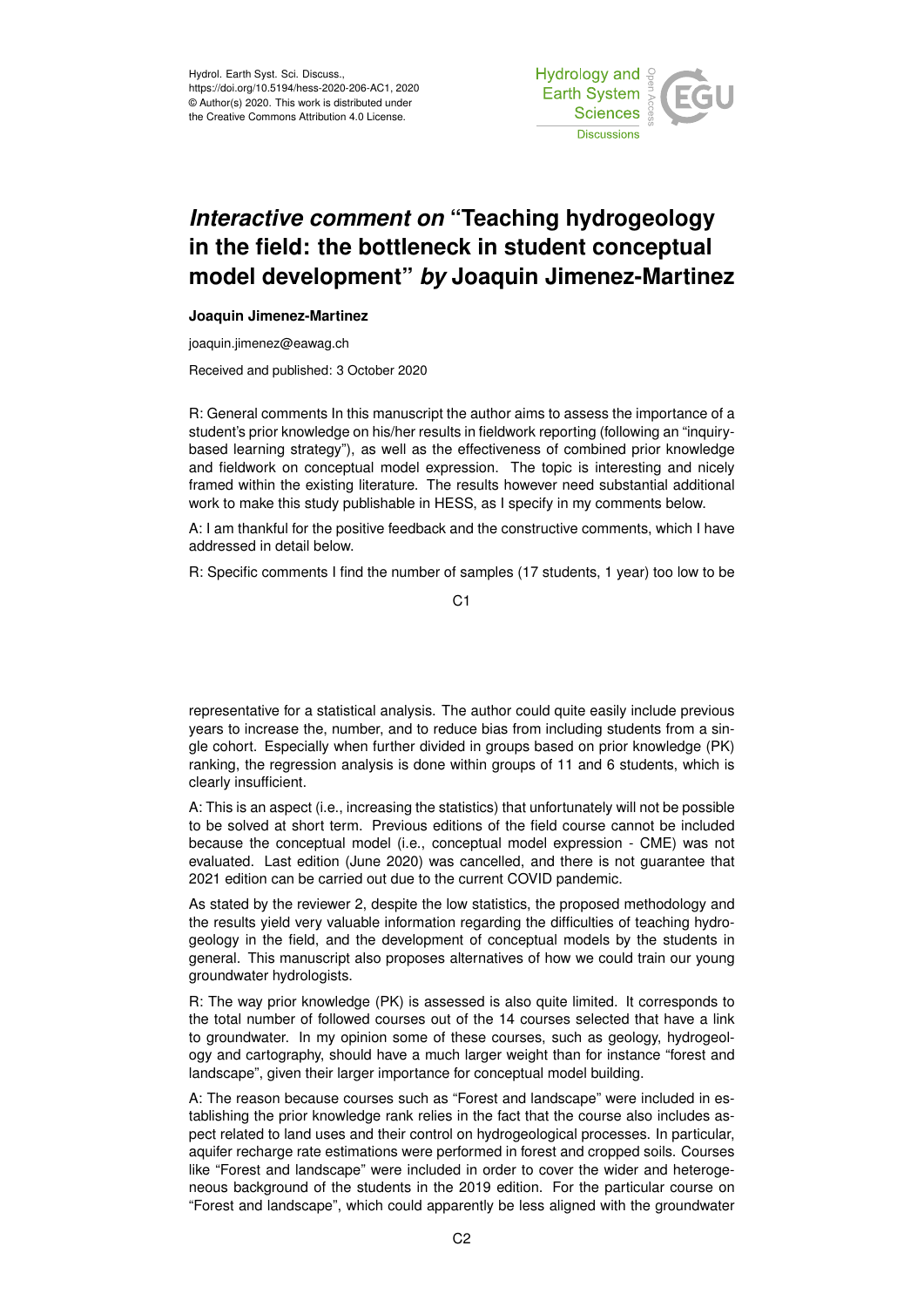Hydrol. Earth Syst. Sci. Discuss.,
https://doi.org/10.5194/hess-2020-206-AC1, 2020
© Author(s) 2020. This work is distributed under
the Creative Commons Attribution 4.0 License.

# *Interactive comment on* "Teaching hydrogeology in the field: the bottleneck in student conceptual model development" *by* Joaquin Jimenez-Martinez

**Joaquin Jimenez-Martinez**

joaquin.jimenez@eawag.ch

Received and published: 3 October 2020

R: General comments In this manuscript the author aims to assess the importance of a student's prior knowledge on his/her results in fieldwork reporting (following an "inquiry-based learning strategy"), as well as the effectiveness of combined prior knowledge and fieldwork on conceptual model expression. The topic is interesting and nicely framed within the existing literature. The results however need substantial additional work to make this study publishable in HESS, as I specify in my comments below.

A: I am thankful for the positive feedback and the constructive comments, which I have addressed in detail below.

R: Specific comments I find the number of samples (17 students, 1 year) too low to be representative for a statistical analysis. The author could quite easily include previous years to increase the, number, and to reduce bias from including students from a single cohort. Especially when further divided in groups based on prior knowledge (PK) ranking, the regression analysis is done within groups of 11 and 6 students, which is clearly insufficient.

A: This is an aspect (i.e., increasing the statistics) that unfortunately will not be possible to be solved at short term. Previous editions of the field course cannot be included because the conceptual model (i.e., conceptual model expression - CME) was not evaluated. Last edition (June 2020) was cancelled, and there is not guarantee that 2021 edition can be carried out due to the current COVID pandemic.

As stated by the reviewer 2, despite the low statistics, the proposed methodology and the results yield very valuable information regarding the difficulties of teaching hydrogeology in the field, and the development of conceptual models by the students in general. This manuscript also proposes alternatives of how we could train our young groundwater hydrologists.

R: The way prior knowledge (PK) is assessed is also quite limited. It corresponds to the total number of followed courses out of the 14 courses selected that have a link to groundwater. In my opinion some of these courses, such as geology, hydrogeology and cartography, should have a much larger weight than for instance "forest and landscape", given their larger importance for conceptual model building.

A: The reason because courses such as "Forest and landscape" were included in establishing the prior knowledge rank relies in the fact that the course also includes aspect related to land uses and their control on hydrogeological processes. In particular, aquifer recharge rate estimations were performed in forest and cropped soils. Courses like "Forest and landscape" were included in order to cover the wider and heterogeneous background of the students in the 2019 edition. For the particular course on "Forest and landscape", which could apparently be less aligned with the groundwater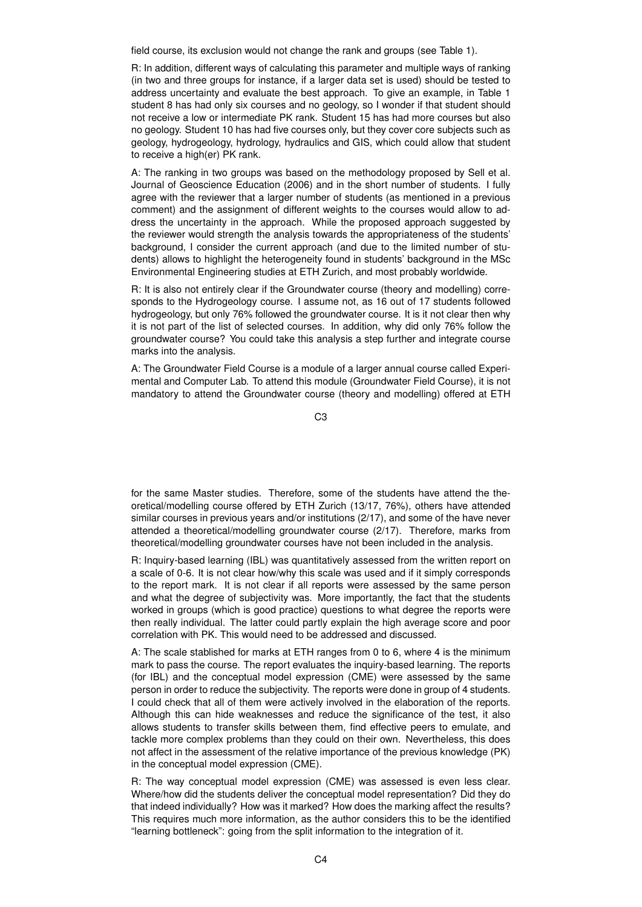field course, its exclusion would not change the rank and groups (see Table 1).

R: In addition, different ways of calculating this parameter and multiple ways of ranking (in two and three groups for instance, if a larger data set is used) should be tested to address uncertainty and evaluate the best approach. To give an example, in Table 1 student 8 has had only six courses and no geology, so I wonder if that student should not receive a low or intermediate PK rank. Student 15 has had more courses but also no geology. Student 10 has had five courses only, but they cover core subjects such as geology, hydrogeology, hydrology, hydraulics and GIS, which could allow that student to receive a high(er) PK rank.

A: The ranking in two groups was based on the methodology proposed by Sell et al. Journal of Geoscience Education (2006) and in the short number of students. I fully agree with the reviewer that a larger number of students (as mentioned in a previous comment) and the assignment of different weights to the courses would allow to address the uncertainty in the approach. While the proposed approach suggested by the reviewer would strength the analysis towards the appropriateness of the students' background, I consider the current approach (and due to the limited number of students) allows to highlight the heterogeneity found in students' background in the MSc Environmental Engineering studies at ETH Zurich, and most probably worldwide.

R: It is also not entirely clear if the Groundwater course (theory and modelling) corresponds to the Hydrogeology course. I assume not, as 16 out of 17 students followed hydrogeology, but only 76% followed the groundwater course. It is it not clear then why it is not part of the list of selected courses. In addition, why did only 76% follow the groundwater course? You could take this analysis a step further and integrate course marks into the analysis.

A: The Groundwater Field Course is a module of a larger annual course called Experimental and Computer Lab. To attend this module (Groundwater Field Course), it is not mandatory to attend the Groundwater course (theory and modelling) offered at ETH for the same Master studies. Therefore, some of the students have attend the theoretical/modelling course offered by ETH Zurich (13/17, 76%), others have attended similar courses in previous years and/or institutions (2/17), and some of the have never attended a theoretical/modelling groundwater course (2/17). Therefore, marks from theoretical/modelling groundwater courses have not been included in the analysis.

R: Inquiry-based learning (IBL) was quantitatively assessed from the written report on a scale of 0-6. It is not clear how/why this scale was used and if it simply corresponds to the report mark. It is not clear if all reports were assessed by the same person and what the degree of subjectivity was. More importantly, the fact that the students worked in groups (which is good practice) questions to what degree the reports were then really individual. The latter could partly explain the high average score and poor correlation with PK. This would need to be addressed and discussed.

A: The scale stablished for marks at ETH ranges from 0 to 6, where 4 is the minimum mark to pass the course. The report evaluates the inquiry-based learning. The reports (for IBL) and the conceptual model expression (CME) were assessed by the same person in order to reduce the subjectivity. The reports were done in group of 4 students. I could check that all of them were actively involved in the elaboration of the reports. Although this can hide weaknesses and reduce the significance of the test, it also allows students to transfer skills between them, find effective peers to emulate, and tackle more complex problems than they could on their own. Nevertheless, this does not affect in the assessment of the relative importance of the previous knowledge (PK) in the conceptual model expression (CME).

R: The way conceptual model expression (CME) was assessed is even less clear. Where/how did the students deliver the conceptual model representation? Did they do that indeed individually? How was it marked? How does the marking affect the results? This requires much more information, as the author considers this to be the identified "learning bottleneck": going from the split information to the integration of it.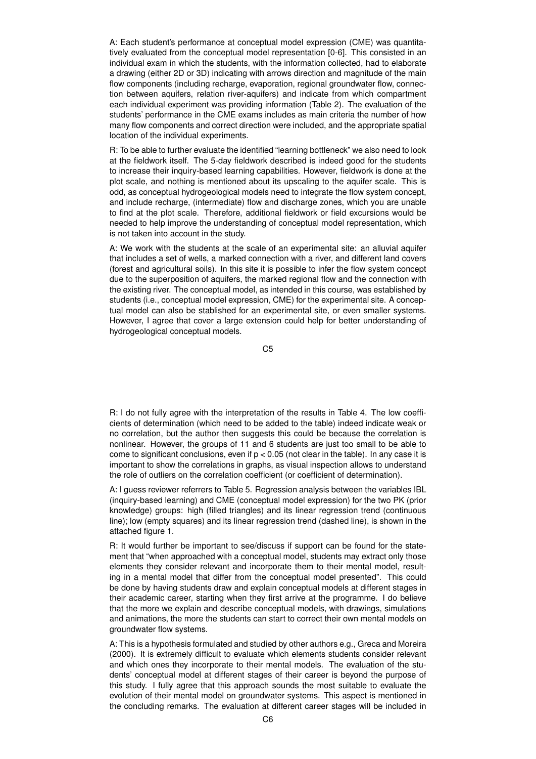A: Each student's performance at conceptual model expression (CME) was quantitatively evaluated from the conceptual model representation [0-6]. This consisted in an individual exam in which the students, with the information collected, had to elaborate a drawing (either 2D or 3D) indicating with arrows direction and magnitude of the main flow components (including recharge, evaporation, regional groundwater flow, connection between aquifers, relation river-aquifers) and indicate from which compartment each individual experiment was providing information (Table 2). The evaluation of the students' performance in the CME exams includes as main criteria the number of how many flow components and correct direction were included, and the appropriate spatial location of the individual experiments.

R: To be able to further evaluate the identified "learning bottleneck" we also need to look at the fieldwork itself. The 5-day fieldwork described is indeed good for the students to increase their inquiry-based learning capabilities. However, fieldwork is done at the plot scale, and nothing is mentioned about its upscaling to the aquifer scale. This is odd, as conceptual hydrogeological models need to integrate the flow system concept, and include recharge, (intermediate) flow and discharge zones, which you are unable to find at the plot scale. Therefore, additional fieldwork or field excursions would be needed to help improve the understanding of conceptual model representation, which is not taken into account in the study.

A: We work with the students at the scale of an experimental site: an alluvial aquifer that includes a set of wells, a marked connection with a river, and different land covers (forest and agricultural soils). In this site it is possible to infer the flow system concept due to the superposition of aquifers, the marked regional flow and the connection with the existing river. The conceptual model, as intended in this course, was established by students (i.e., conceptual model expression, CME) for the experimental site. A conceptual model can also be stablished for an experimental site, or even smaller systems. However, I agree that cover a large extension could help for better understanding of hydrogeological conceptual models.

R: I do not fully agree with the interpretation of the results in Table 4. The low coefficients of determination (which need to be added to the table) indeed indicate weak or no correlation, but the author then suggests this could be because the correlation is nonlinear. However, the groups of 11 and 6 students are just too small to be able to come to significant conclusions, even if $p < 0.05$ (not clear in the table). In any case it is important to show the correlations in graphs, as visual inspection allows to understand the role of outliers on the correlation coefficient (or coefficient of determination).

A: I guess reviewer referrers to Table 5. Regression analysis between the variables IBL (inquiry-based learning) and CME (conceptual model expression) for the two PK (prior knowledge) groups: high (filled triangles) and its linear regression trend (continuous line); low (empty squares) and its linear regression trend (dashed line), is shown in the attached figure 1.

R: It would further be important to see/discuss if support can be found for the statement that "when approached with a conceptual model, students may extract only those elements they consider relevant and incorporate them to their mental model, resulting in a mental model that differ from the conceptual model presented". This could be done by having students draw and explain conceptual models at different stages in their academic career, starting when they first arrive at the programme. I do believe that the more we explain and describe conceptual models, with drawings, simulations and animations, the more the students can start to correct their own mental models on groundwater flow systems.

A: This is a hypothesis formulated and studied by other authors e.g., Greca and Moreira (2000). It is extremely difficult to evaluate which elements students consider relevant and which ones they incorporate to their mental models. The evaluation of the students' conceptual model at different stages of their career is beyond the purpose of this study. I fully agree that this approach sounds the most suitable to evaluate the evolution of their mental model on groundwater systems. This aspect is mentioned in the concluding remarks. The evaluation at different career stages will be included in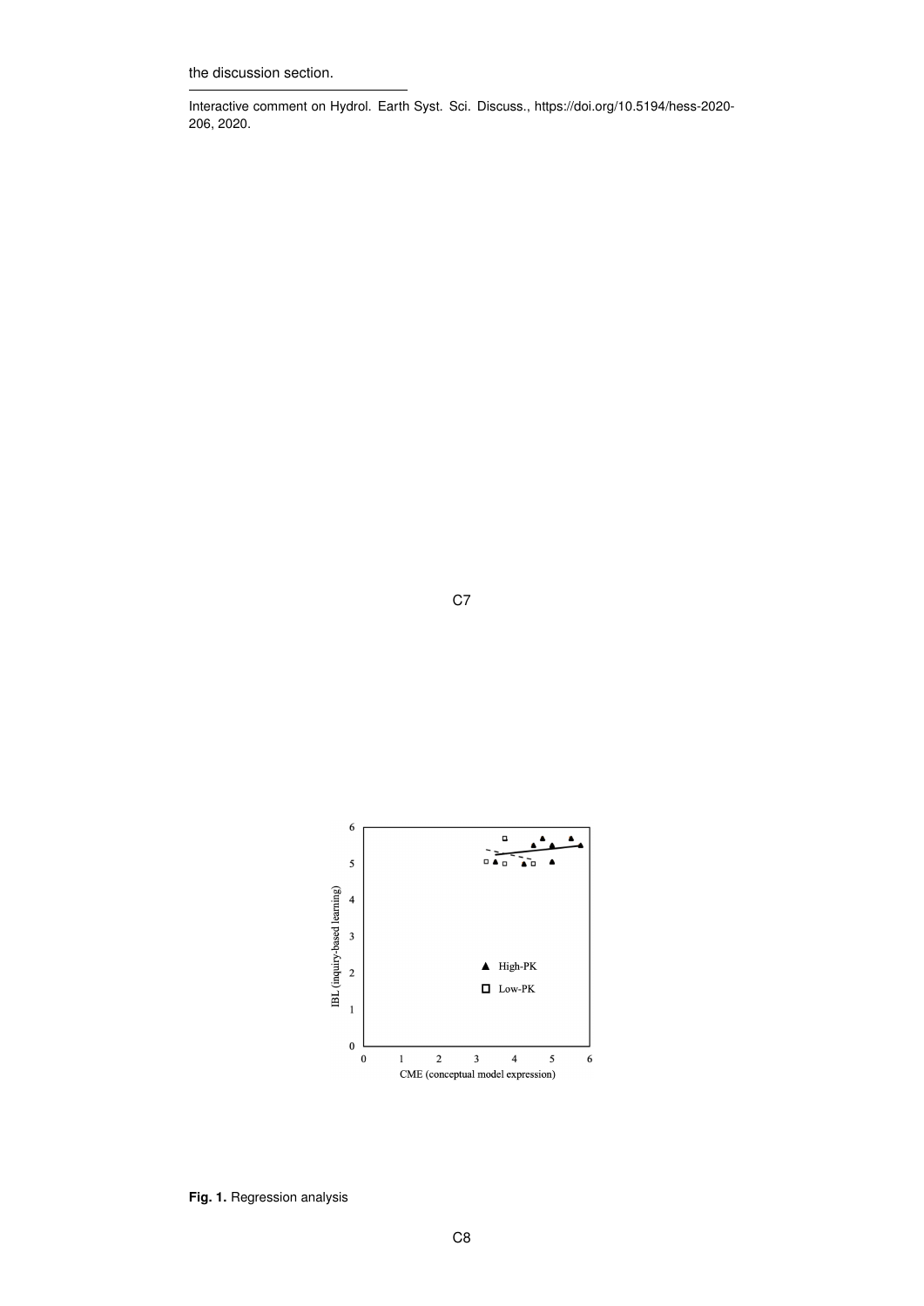the discussion section.

Interactive comment on Hydrol. Earth Syst. Sci. Discuss., https://doi.org/10.5194/hess-2020-206, 2020.

6
5
4
3
2
1
0
0 1 2 3 4 5 6
IBL (inquiry-based learning)
CME (conceptual model expression)
▲ High-PK
□ Low-PK

**Fig. 1.** Regression analysis